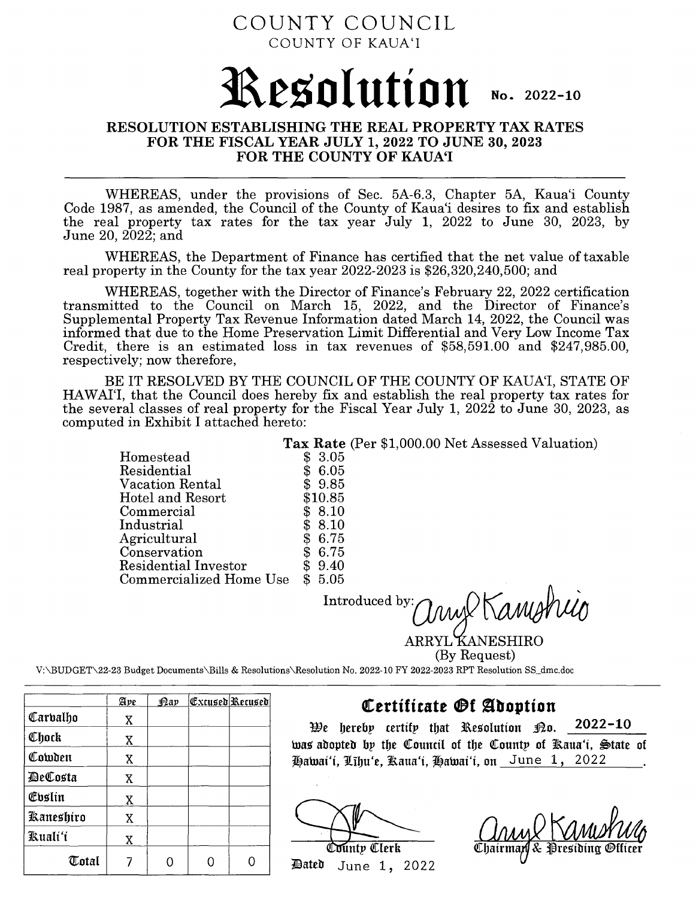# COUNTY COUNCIL

COUNTY OF KAUA'I

# Resolution No. 2022-10

## RESOLUTION ESTABLISHING THE REAL PROPERTY TAX RATES FOR THE FISCAL YEAR JULY 1, 2022 TO JUNE 30, 2023 FOR THE COUNTY OF KAUA'I

WHEREAS, under the provisions of Sec. 5A-6.3, Chapter 5A, Kaua'i County Code 1987, as amended, the Council of the County of Kaua'i desires to fix and establish the real property tax rates for the tax year July 1, 2022 to June 30, 2023, by June 20, 2022; and

WHEREAS, the Department of Finance has certified that the net value of taxable real property in the County for the tax year 2022-2023 is $26,320,240,500; and

WHEREAS, together with the Director of Finance's February 22, 2022 certification transmitted to the Council on March 15, 2022, and the Director of Finance's Supplemental Property Tax Revenue Information dated March 14, 2022, the Council was informed that due to the Home Preservation Limit Differential and Very Low Income Tax Credit, there is an estimated loss in tax revenues of $58,591.00 and $247,985.00, respectively; now therefore,

BE IT RESOLVED BY THE COUNCIL OF THE COUNTY OF KAUA'I, STATE OF HAWAI'I, that the Council does hereby fix and establish the real property tax rates for the several classes of real property for the Fiscal Year July 1, 2022 to June 30, 2023, as computed in Exhibit I attached hereto:

| | **Tax Rate** (Per $1,000.00 Net Assessed Valuation) |
|---|---|
| Homestead | $ 3.05 |
| Residential | $ 6.05 |
| Vacation Rental | $ 9.85 |
| Hotel and Resort | $10.85 |
| Commercial | $ 8.10 |
| Industrial | $ 8.10 |
| Agricultural | $ 6.75 |
| Conservation | $ 6.75 |
| Residential Investor | $ 9.40 |
| Commercialized Home Use | $ 5.05 |

Introduced by: *(signature)*

ARRYL KANESHIRO
(By Request)

V:\BUDGET\22-23 Budget Documents\Bills & Resolutions\Resolution No. 2022-10 FY 2022-2023 RPT Resolution SS_dmc.doc

| | Aye | Nay | Excused | Recused |
|---|---|---|---|---|
| Carvalho | X | | | |
| Chock | X | | | |
| Cowden | X | | | |
| DeCosta | X | | | |
| Evslin | X | | | |
| Kaneshiro | X | | | |
| Kuali'i | X | | | |
| Total | 7 | 0 | 0 | 0 |

## Certificate Of Adoption

We hereby certify that Resolution No. 2022-10 was adopted by the Council of the County of Kaua'i, State of Hawai'i, Līhu'e, Kaua'i, Hawai'i, on June 1, 2022.

*(signature)*
County Clerk

Dated June 1, 2022

*(signature)*
Chairman & Presiding Officer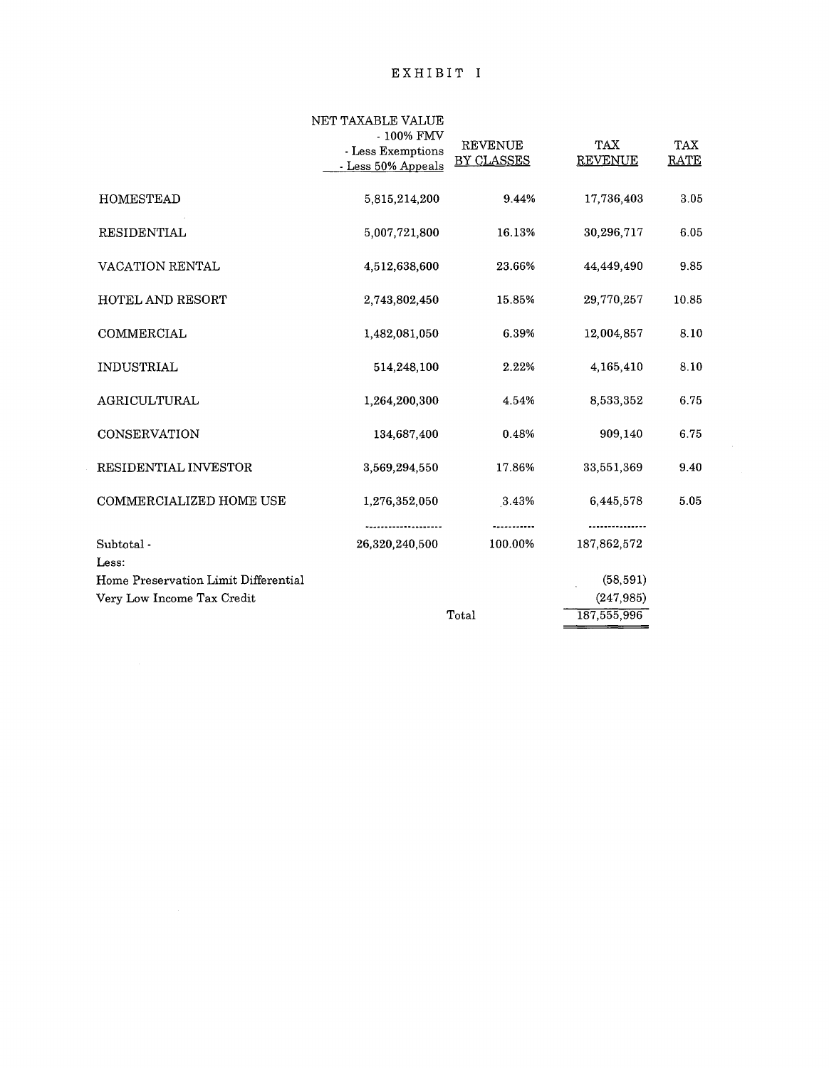# EXHIBIT I

| | NET TAXABLE VALUE - 100% FMV - Less Exemptions - Less 50% Appeals | REVENUE BY CLASSES | TAX REVENUE | TAX RATE |
|---|---|---|---|---|
| HOMESTEAD | 5,815,214,200 | 9.44% | 17,736,403 | 3.05 |
| RESIDENTIAL | 5,007,721,800 | 16.13% | 30,296,717 | 6.05 |
| VACATION RENTAL | 4,512,638,600 | 23.66% | 44,449,490 | 9.85 |
| HOTEL AND RESORT | 2,743,802,450 | 15.85% | 29,770,257 | 10.85 |
| COMMERCIAL | 1,482,081,050 | 6.39% | 12,004,857 | 8.10 |
| INDUSTRIAL | 514,248,100 | 2.22% | 4,165,410 | 8.10 |
| AGRICULTURAL | 1,264,200,300 | 4.54% | 8,533,352 | 6.75 |
| CONSERVATION | 134,687,400 | 0.48% | 909,140 | 6.75 |
| RESIDENTIAL INVESTOR | 3,569,294,550 | 17.86% | 33,551,369 | 9.40 |
| COMMERCIALIZED HOME USE | 1,276,352,050 | 3.43% | 6,445,578 | 5.05 |
| Subtotal - | 26,320,240,500 | 100.00% | 187,862,572 | |
| Less: | | | | |
| Home Preservation Limit Differential | | | (58,591) | |
| Very Low Income Tax Credit | | | (247,985) | |
| | | Total | 187,555,996 | |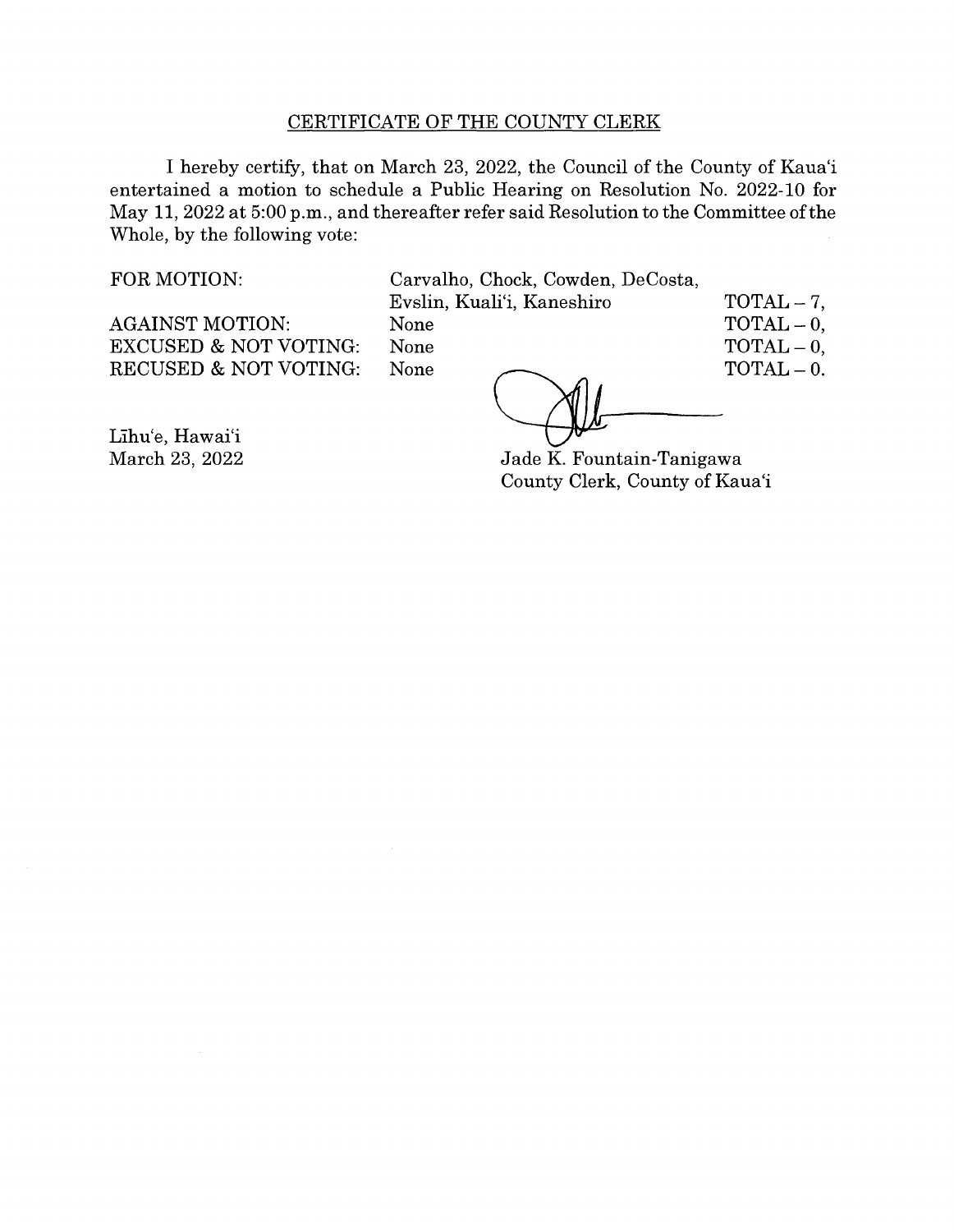CERTIFICATE OF THE COUNTY CLERK

I hereby certify, that on March 23, 2022, the Council of the County of Kaua'i entertained a motion to schedule a Public Hearing on Resolution No. 2022-10 for May 11, 2022 at 5:00 p.m., and thereafter refer said Resolution to the Committee of the Whole, by the following vote:

| | | |
|---|---|---|
| FOR MOTION: | Carvalho, Chock, Cowden, DeCosta, Evslin, Kuali'i, Kaneshiro | TOTAL – 7, |
| AGAINST MOTION: | None | TOTAL – 0, |
| EXCUSED & NOT VOTING: | None | TOTAL – 0, |
| RECUSED & NOT VOTING: | None | TOTAL – 0. |

Līhu'e, Hawai'i
March 23, 2022

Jade K. Fountain-Tanigawa
County Clerk, County of Kaua'i